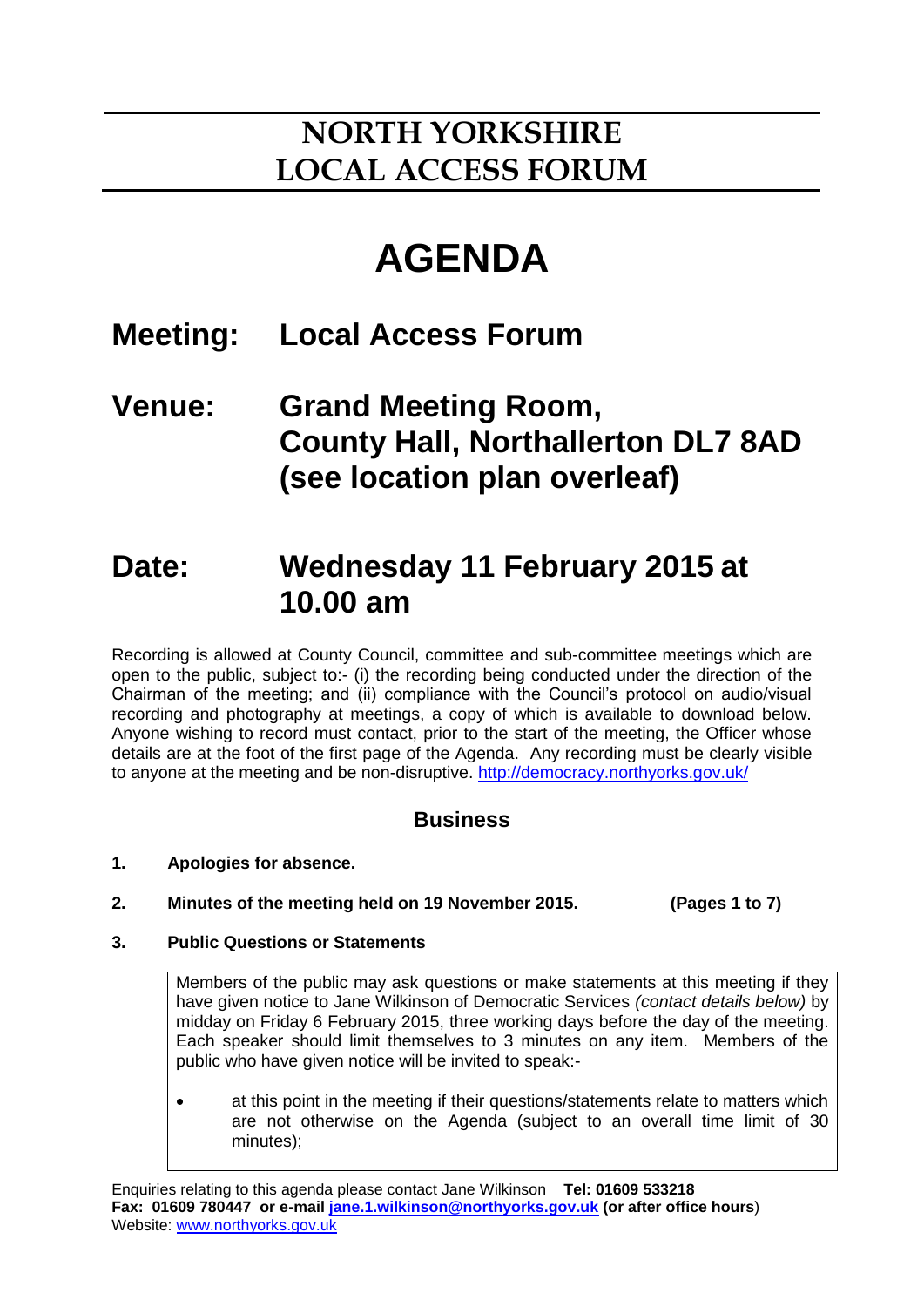# NORTH YORKSHIRE LOCAL ACCESS FORUM

# AGENDA

## Meeting: Local Access Forum

## Venue: Grand Meeting Room, County Hall, Northallerton DL7 8AD (see location plan overleaf)

## Date: Wednesday 11 February 2015 at 10.00 am

Recording is allowed at County Council, committee and sub-committee meetings which are open to the public, subject to:- (i) the recording being conducted under the direction of the Chairman of the meeting; and (ii) compliance with the Council's protocol on audio/visual recording and photography at meetings, a copy of which is available to download below. Anyone wishing to record must contact, prior to the start of the meeting, the Officer whose details are at the foot of the first page of the Agenda. Any recording must be clearly visible to anyone at the meeting and be non-disruptive. http://democracy.northyorks.gov.uk/

### Business

**1. Apologies for absence.**

**2. Minutes of the meeting held on 19 November 2015. (Pages 1 to 7)**

**3. Public Questions or Statements**

Members of the public may ask questions or make statements at this meeting if they have given notice to Jane Wilkinson of Democratic Services *(contact details below)* by midday on Friday 6 February 2015, three working days before the day of the meeting. Each speaker should limit themselves to 3 minutes on any item. Members of the public who have given notice will be invited to speak:-

- at this point in the meeting if their questions/statements relate to matters which are not otherwise on the Agenda (subject to an overall time limit of 30 minutes);

Enquiries relating to this agenda please contact Jane Wilkinson **Tel: 01609 533218**
**Fax: 01609 780447 or e-mail jane.1.wilkinson@northyorks.gov.uk (or after office hours)**
Website: www.northyorks.gov.uk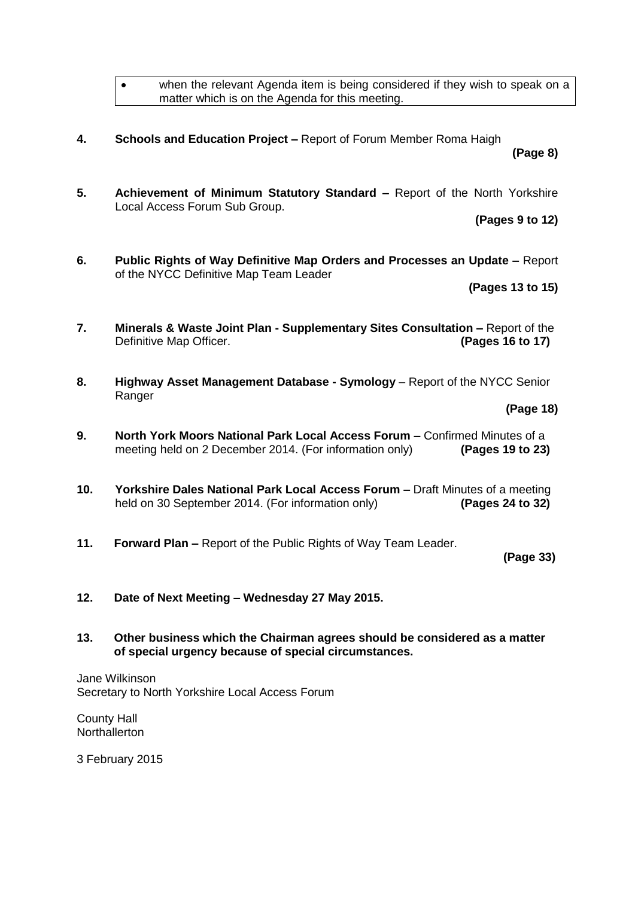- when the relevant Agenda item is being considered if they wish to speak on a matter which is on the Agenda for this meeting.

**4. Schools and Education Project –** Report of Forum Member Roma Haigh **(Page 8)**

**5. Achievement of Minimum Statutory Standard –** Report of the North Yorkshire Local Access Forum Sub Group. **(Pages 9 to 12)**

**6. Public Rights of Way Definitive Map Orders and Processes an Update –** Report of the NYCC Definitive Map Team Leader **(Pages 13 to 15)**

**7. Minerals & Waste Joint Plan - Supplementary Sites Consultation –** Report of the Definitive Map Officer. **(Pages 16 to 17)**

**8. Highway Asset Management Database - Symology** – Report of the NYCC Senior Ranger **(Page 18)**

**9. North York Moors National Park Local Access Forum –** Confirmed Minutes of a meeting held on 2 December 2014. (For information only) **(Pages 19 to 23)**

**10. Yorkshire Dales National Park Local Access Forum –** Draft Minutes of a meeting held on 30 September 2014. (For information only) **(Pages 24 to 32)**

**11. Forward Plan –** Report of the Public Rights of Way Team Leader. **(Page 33)**

**12. Date of Next Meeting – Wednesday 27 May 2015.**

**13. Other business which the Chairman agrees should be considered as a matter of special urgency because of special circumstances.**

Jane Wilkinson
Secretary to North Yorkshire Local Access Forum

County Hall
Northallerton

3 February 2015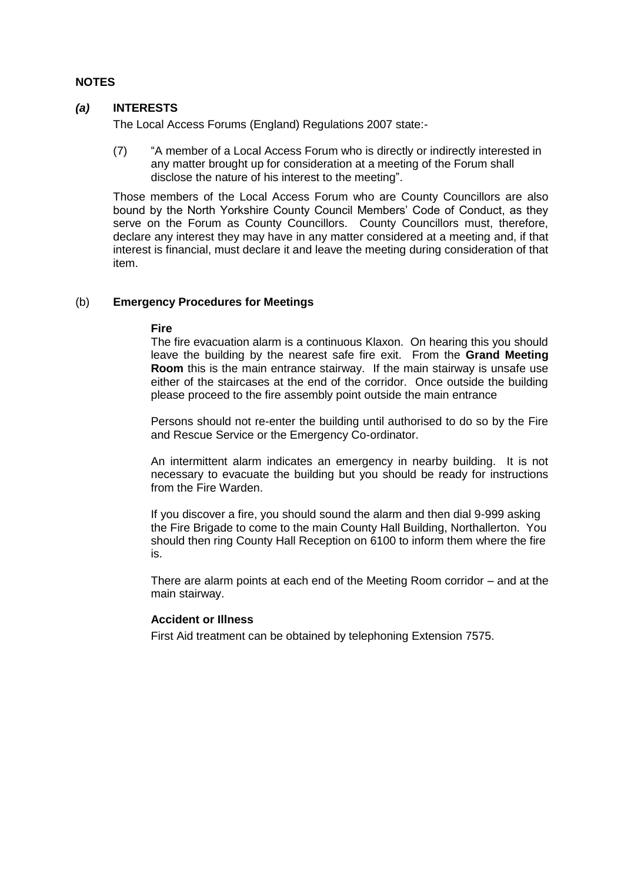## NOTES

### *(a)* INTERESTS

The Local Access Forums (England) Regulations 2007 state:-

(7) "A member of a Local Access Forum who is directly or indirectly interested in any matter brought up for consideration at a meeting of the Forum shall disclose the nature of his interest to the meeting".

Those members of the Local Access Forum who are County Councillors are also bound by the North Yorkshire County Council Members' Code of Conduct, as they serve on the Forum as County Councillors. County Councillors must, therefore, declare any interest they may have in any matter considered at a meeting and, if that interest is financial, must declare it and leave the meeting during consideration of that item.

### (b) Emergency Procedures for Meetings

**Fire**

The fire evacuation alarm is a continuous Klaxon. On hearing this you should leave the building by the nearest safe fire exit. From the **Grand Meeting Room** this is the main entrance stairway. If the main stairway is unsafe use either of the staircases at the end of the corridor. Once outside the building please proceed to the fire assembly point outside the main entrance

Persons should not re-enter the building until authorised to do so by the Fire and Rescue Service or the Emergency Co-ordinator.

An intermittent alarm indicates an emergency in nearby building. It is not necessary to evacuate the building but you should be ready for instructions from the Fire Warden.

If you discover a fire, you should sound the alarm and then dial 9-999 asking the Fire Brigade to come to the main County Hall Building, Northallerton. You should then ring County Hall Reception on 6100 to inform them where the fire is.

There are alarm points at each end of the Meeting Room corridor – and at the main stairway.

**Accident or Illness**

First Aid treatment can be obtained by telephoning Extension 7575.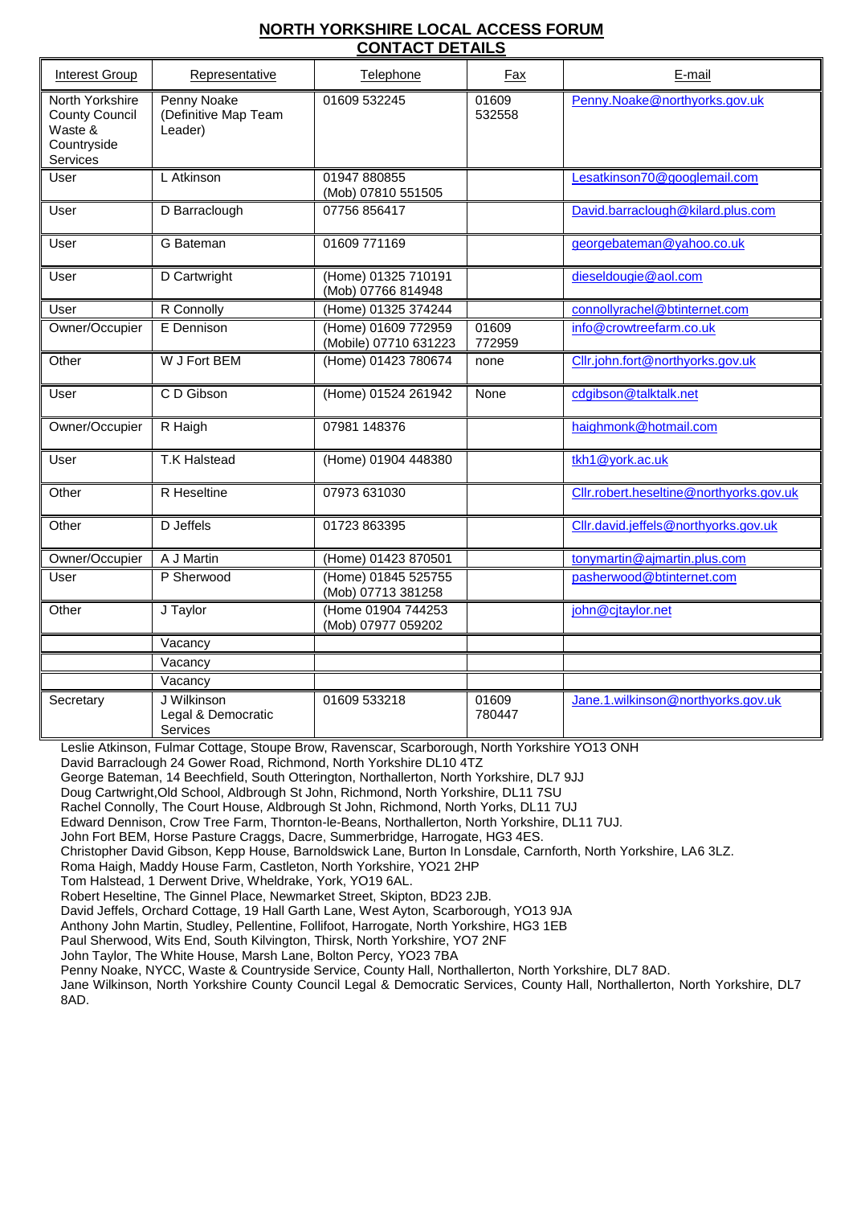# NORTH YORKSHIRE LOCAL ACCESS FORUM
## CONTACT DETAILS

| Interest Group | Representative | Telephone | Fax | E-mail |
|---|---|---|---|---|
| North Yorkshire County Council Waste & Countryside Services | Penny Noake (Definitive Map Team Leader) | 01609 532245 | 01609 532558 | Penny.Noake@northyorks.gov.uk |
| User | L Atkinson | 01947 880855 (Mob) 07810 551505 | | Lesatkinson70@googlemail.com |
| User | D Barraclough | 07756 856417 | | David.barraclough@kilard.plus.com |
| User | G Bateman | 01609 771169 | | georgebateman@yahoo.co.uk |
| User | D Cartwright | (Home) 01325 710191 (Mob) 07766 814948 | | dieseldougie@aol.com |
| User | R Connolly | (Home) 01325 374244 | | connollyrachel@btinternet.com |
| Owner/Occupier | E Dennison | (Home) 01609 772959 (Mobile) 07710 631223 | 01609 772959 | info@crowtreefarm.co.uk |
| Other | W J Fort BEM | (Home) 01423 780674 | none | Cllr.john.fort@northyorks.gov.uk |
| User | C D Gibson | (Home) 01524 261942 | None | cdgibson@talktalk.net |
| Owner/Occupier | R Haigh | 07981 148376 | | haighmonk@hotmail.com |
| User | T.K Halstead | (Home) 01904 448380 | | tkh1@york.ac.uk |
| Other | R Heseltine | 07973 631030 | | Cllr.robert.heseltine@northyorks.gov.uk |
| Other | D Jeffels | 01723 863395 | | Cllr.david.jeffels@northyorks.gov.uk |
| Owner/Occupier | A J Martin | (Home) 01423 870501 | | tonymartin@ajmartin.plus.com |
| User | P Sherwood | (Home) 01845 525755 (Mob) 07713 381258 | | pasherwood@btinternet.com |
| Other | J Taylor | (Home 01904 744253 (Mob) 07977 059202 | | john@cjtaylor.net |
| | Vacancy | | | |
| | Vacancy | | | |
| | Vacancy | | | |
| Secretary | J Wilkinson Legal & Democratic Services | 01609 533218 | 01609 780447 | Jane.1.wilkinson@northyorks.gov.uk |

Leslie Atkinson, Fulmar Cottage, Stoupe Brow, Ravenscar, Scarborough, North Yorkshire YO13 ONH
David Barraclough 24 Gower Road, Richmond, North Yorkshire DL10 4TZ
George Bateman, 14 Beechfield, South Otterington, Northallerton, North Yorkshire, DL7 9JJ
Doug Cartwright,Old School, Aldbrough St John, Richmond, North Yorkshire, DL11 7SU
Rachel Connolly, The Court House, Aldbrough St John, Richmond, North Yorks, DL11 7UJ
Edward Dennison, Crow Tree Farm, Thornton-le-Beans, Northallerton, North Yorkshire, DL11 7UJ.
John Fort BEM, Horse Pasture Craggs, Dacre, Summerbridge, Harrogate, HG3 4ES.
Christopher David Gibson, Kepp House, Barnoldswick Lane, Burton In Lonsdale, Carnforth, North Yorkshire, LA6 3LZ.
Roma Haigh, Maddy House Farm, Castleton, North Yorkshire, YO21 2HP
Tom Halstead, 1 Derwent Drive, Wheldrake, York, YO19 6AL.
Robert Heseltine, The Ginnel Place, Newmarket Street, Skipton, BD23 2JB.
David Jeffels, Orchard Cottage, 19 Hall Garth Lane, West Ayton, Scarborough, YO13 9JA
Anthony John Martin, Studley, Pellentine, Follifoot, Harrogate, North Yorkshire, HG3 1EB
Paul Sherwood, Wits End, South Kilvington, Thirsk, North Yorkshire, YO7 2NF
John Taylor, The White House, Marsh Lane, Bolton Percy, YO23 7BA
Penny Noake, NYCC, Waste & Countryside Service, County Hall, Northallerton, North Yorkshire, DL7 8AD.
Jane Wilkinson, North Yorkshire County Council Legal & Democratic Services, County Hall, Northallerton, North Yorkshire, DL7 8AD.